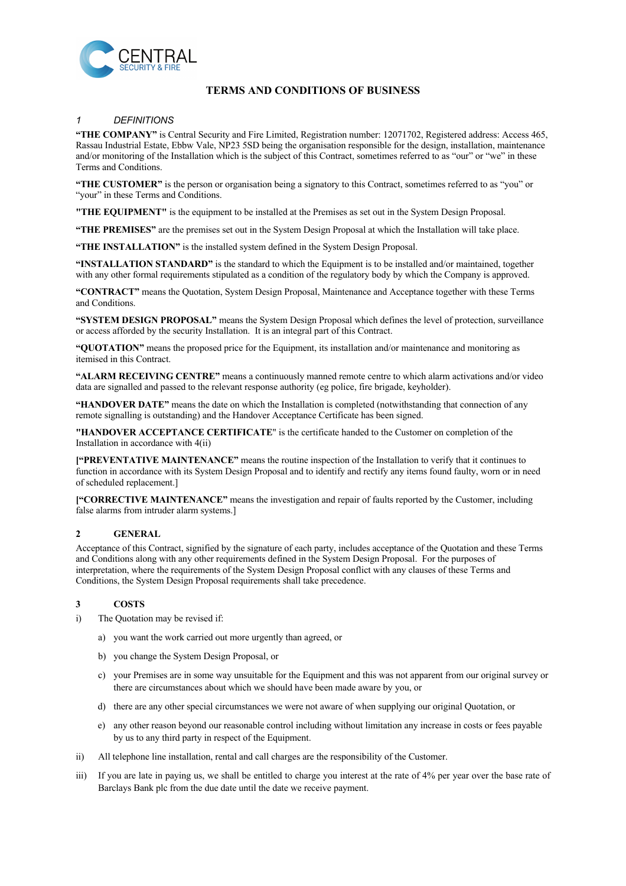CENTRAL
SECURITY & FIRE

# TERMS AND CONDITIONS OF BUSINESS

## *1 DEFINITIONS*

**"THE COMPANY"** is Central Security and Fire Limited, Registration number: 12071702, Registered address: Access 465, Rassau Industrial Estate, Ebbw Vale, NP23 5SD being the organisation responsible for the design, installation, maintenance and/or monitoring of the Installation which is the subject of this Contract, sometimes referred to as "our" or "we" in these Terms and Conditions.

**"THE CUSTOMER"** is the person or organisation being a signatory to this Contract, sometimes referred to as "you" or "your" in these Terms and Conditions.

**"THE EQUIPMENT"** is the equipment to be installed at the Premises as set out in the System Design Proposal.

**"THE PREMISES"** are the premises set out in the System Design Proposal at which the Installation will take place.

**"THE INSTALLATION"** is the installed system defined in the System Design Proposal.

**"INSTALLATION STANDARD"** is the standard to which the Equipment is to be installed and/or maintained, together with any other formal requirements stipulated as a condition of the regulatory body by which the Company is approved.

**"CONTRACT"** means the Quotation, System Design Proposal, Maintenance and Acceptance together with these Terms and Conditions.

**"SYSTEM DESIGN PROPOSAL"** means the System Design Proposal which defines the level of protection, surveillance or access afforded by the security Installation. It is an integral part of this Contract.

**"QUOTATION"** means the proposed price for the Equipment, its installation and/or maintenance and monitoring as itemised in this Contract.

**"ALARM RECEIVING CENTRE"** means a continuously manned remote centre to which alarm activations and/or video data are signalled and passed to the relevant response authority (eg police, fire brigade, keyholder).

**"HANDOVER DATE"** means the date on which the Installation is completed (notwithstanding that connection of any remote signalling is outstanding) and the Handover Acceptance Certificate has been signed.

**"HANDOVER ACCEPTANCE CERTIFICATE"** is the certificate handed to the Customer on completion of the Installation in accordance with 4(ii)

[**"PREVENTATIVE MAINTENANCE"** means the routine inspection of the Installation to verify that it continues to function in accordance with its System Design Proposal and to identify and rectify any items found faulty, worn or in need of scheduled replacement.]

[**"CORRECTIVE MAINTENANCE"** means the investigation and repair of faults reported by the Customer, including false alarms from intruder alarm systems.]

## 2 GENERAL

Acceptance of this Contract, signified by the signature of each party, includes acceptance of the Quotation and these Terms and Conditions along with any other requirements defined in the System Design Proposal. For the purposes of interpretation, where the requirements of the System Design Proposal conflict with any clauses of these Terms and Conditions, the System Design Proposal requirements shall take precedence.

## 3 COSTS

i) The Quotation may be revised if:

   a) you want the work carried out more urgently than agreed, or

   b) you change the System Design Proposal, or

   c) your Premises are in some way unsuitable for the Equipment and this was not apparent from our original survey or there are circumstances about which we should have been made aware by you, or

   d) there are any other special circumstances we were not aware of when supplying our original Quotation, or

   e) any other reason beyond our reasonable control including without limitation any increase in costs or fees payable by us to any third party in respect of the Equipment.

ii) All telephone line installation, rental and call charges are the responsibility of the Customer.

iii) If you are late in paying us, we shall be entitled to charge you interest at the rate of 4% per year over the base rate of Barclays Bank plc from the due date until the date we receive payment.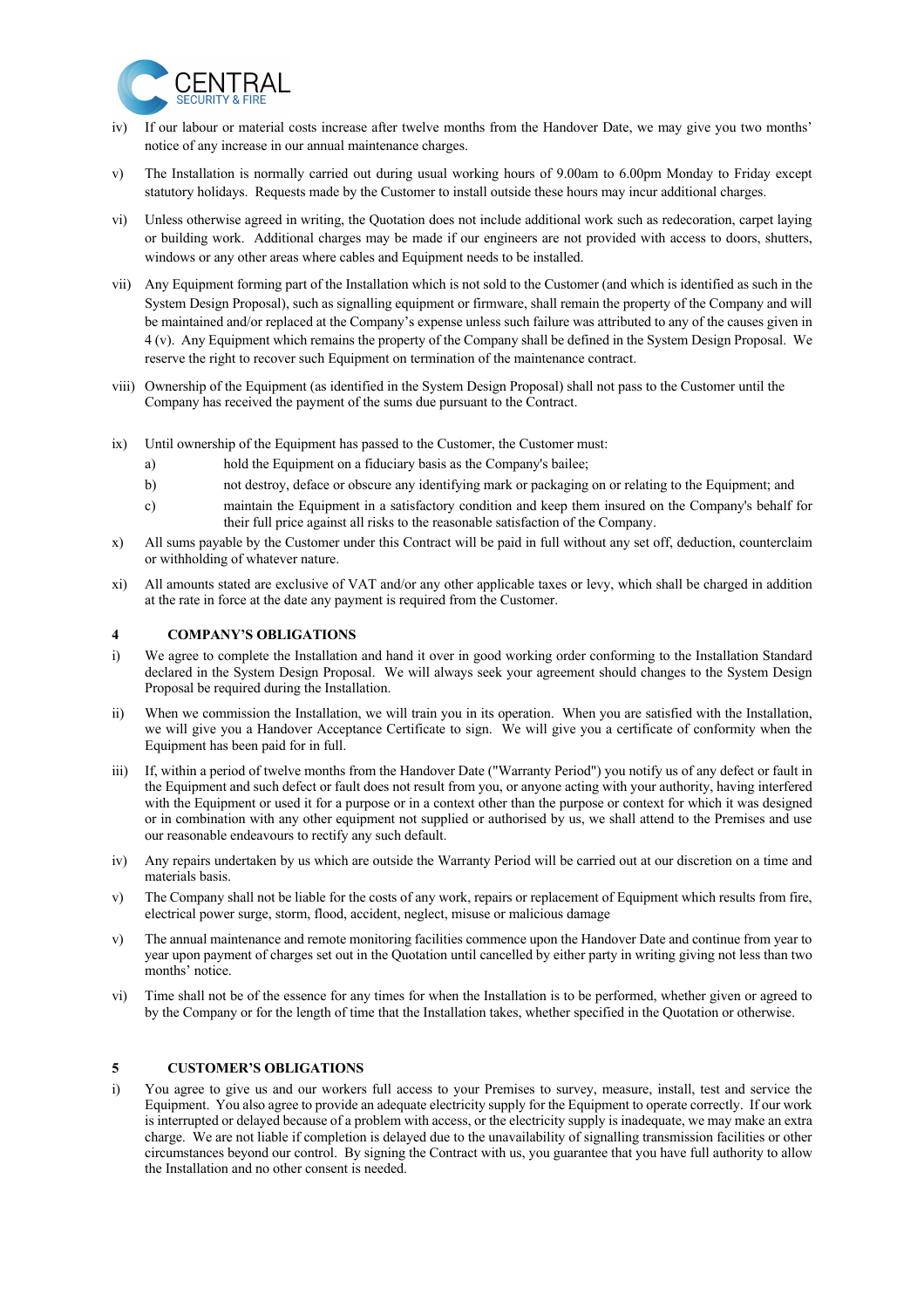iv) If our labour or material costs increase after twelve months from the Handover Date, we may give you two months' notice of any increase in our annual maintenance charges.

v) The Installation is normally carried out during usual working hours of 9.00am to 6.00pm Monday to Friday except statutory holidays. Requests made by the Customer to install outside these hours may incur additional charges.

vi) Unless otherwise agreed in writing, the Quotation does not include additional work such as redecoration, carpet laying or building work. Additional charges may be made if our engineers are not provided with access to doors, shutters, windows or any other areas where cables and Equipment needs to be installed.

vii) Any Equipment forming part of the Installation which is not sold to the Customer (and which is identified as such in the System Design Proposal), such as signalling equipment or firmware, shall remain the property of the Company and will be maintained and/or replaced at the Company's expense unless such failure was attributed to any of the causes given in 4 (v). Any Equipment which remains the property of the Company shall be defined in the System Design Proposal. We reserve the right to recover such Equipment on termination of the maintenance contract.

viii) Ownership of the Equipment (as identified in the System Design Proposal) shall not pass to the Customer until the Company has received the payment of the sums due pursuant to the Contract.

ix) Until ownership of the Equipment has passed to the Customer, the Customer must:

a) hold the Equipment on a fiduciary basis as the Company's bailee;

b) not destroy, deface or obscure any identifying mark or packaging on or relating to the Equipment; and

c) maintain the Equipment in a satisfactory condition and keep them insured on the Company's behalf for their full price against all risks to the reasonable satisfaction of the Company.

x) All sums payable by the Customer under this Contract will be paid in full without any set off, deduction, counterclaim or withholding of whatever nature.

xi) All amounts stated are exclusive of VAT and/or any other applicable taxes or levy, which shall be charged in addition at the rate in force at the date any payment is required from the Customer.

## 4 COMPANY'S OBLIGATIONS

i) We agree to complete the Installation and hand it over in good working order conforming to the Installation Standard declared in the System Design Proposal. We will always seek your agreement should changes to the System Design Proposal be required during the Installation.

ii) When we commission the Installation, we will train you in its operation. When you are satisfied with the Installation, we will give you a Handover Acceptance Certificate to sign. We will give you a certificate of conformity when the Equipment has been paid for in full.

iii) If, within a period of twelve months from the Handover Date ("Warranty Period") you notify us of any defect or fault in the Equipment and such defect or fault does not result from you, or anyone acting with your authority, having interfered with the Equipment or used it for a purpose or in a context other than the purpose or context for which it was designed or in combination with any other equipment not supplied or authorised by us, we shall attend to the Premises and use our reasonable endeavours to rectify any such default.

iv) Any repairs undertaken by us which are outside the Warranty Period will be carried out at our discretion on a time and materials basis.

v) The Company shall not be liable for the costs of any work, repairs or replacement of Equipment which results from fire, electrical power surge, storm, flood, accident, neglect, misuse or malicious damage

v) The annual maintenance and remote monitoring facilities commence upon the Handover Date and continue from year to year upon payment of charges set out in the Quotation until cancelled by either party in writing giving not less than two months' notice.

vi) Time shall not be of the essence for any times for when the Installation is to be performed, whether given or agreed to by the Company or for the length of time that the Installation takes, whether specified in the Quotation or otherwise.

## 5 CUSTOMER'S OBLIGATIONS

i) You agree to give us and our workers full access to your Premises to survey, measure, install, test and service the Equipment. You also agree to provide an adequate electricity supply for the Equipment to operate correctly. If our work is interrupted or delayed because of a problem with access, or the electricity supply is inadequate, we may make an extra charge. We are not liable if completion is delayed due to the unavailability of signalling transmission facilities or other circumstances beyond our control. By signing the Contract with us, you guarantee that you have full authority to allow the Installation and no other consent is needed.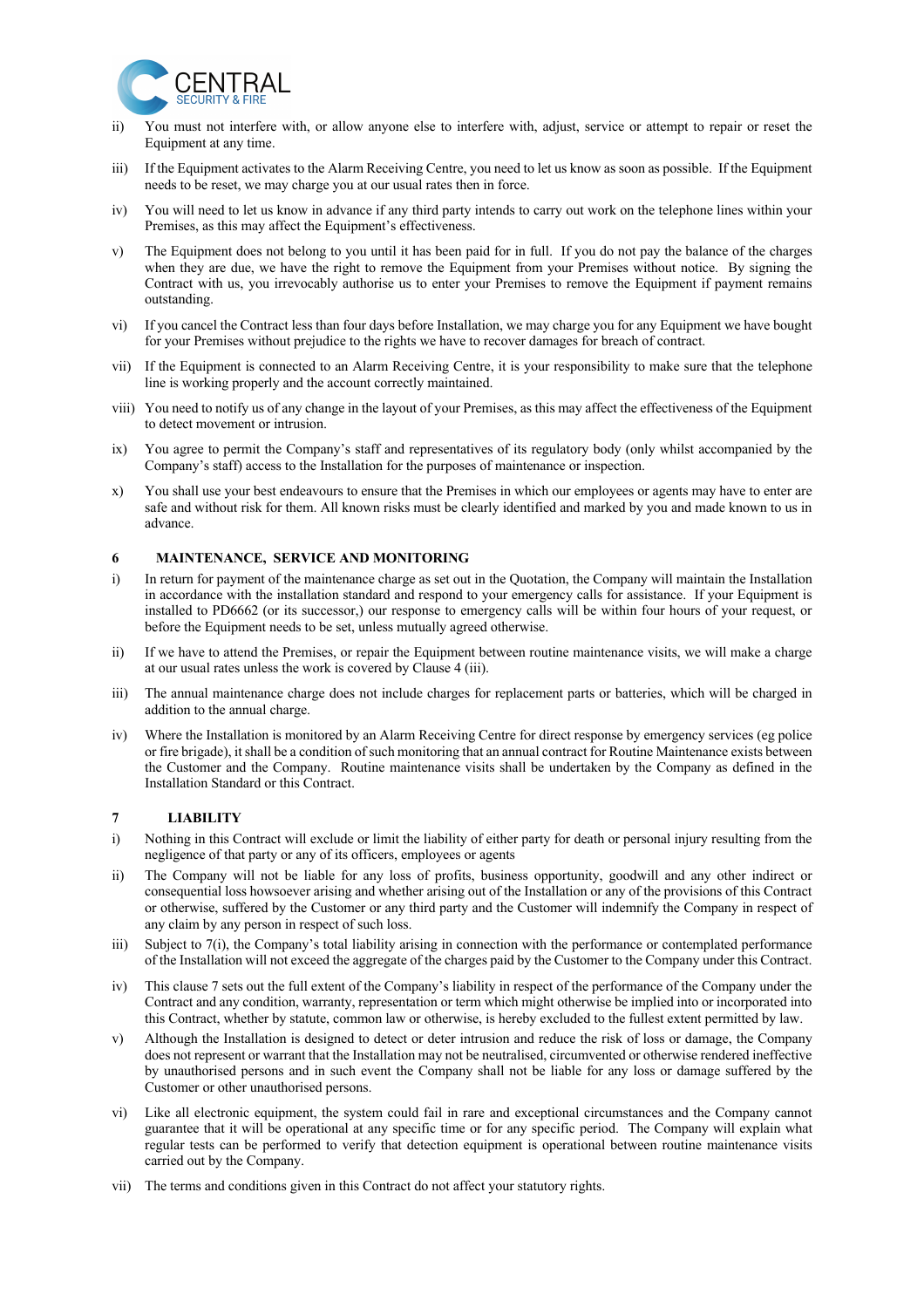ii) You must not interfere with, or allow anyone else to interfere with, adjust, service or attempt to repair or reset the Equipment at any time.

iii) If the Equipment activates to the Alarm Receiving Centre, you need to let us know as soon as possible. If the Equipment needs to be reset, we may charge you at our usual rates then in force.

iv) You will need to let us know in advance if any third party intends to carry out work on the telephone lines within your Premises, as this may affect the Equipment's effectiveness.

v) The Equipment does not belong to you until it has been paid for in full. If you do not pay the balance of the charges when they are due, we have the right to remove the Equipment from your Premises without notice. By signing the Contract with us, you irrevocably authorise us to enter your Premises to remove the Equipment if payment remains outstanding.

vi) If you cancel the Contract less than four days before Installation, we may charge you for any Equipment we have bought for your Premises without prejudice to the rights we have to recover damages for breach of contract.

vii) If the Equipment is connected to an Alarm Receiving Centre, it is your responsibility to make sure that the telephone line is working properly and the account correctly maintained.

viii) You need to notify us of any change in the layout of your Premises, as this may affect the effectiveness of the Equipment to detect movement or intrusion.

ix) You agree to permit the Company's staff and representatives of its regulatory body (only whilst accompanied by the Company's staff) access to the Installation for the purposes of maintenance or inspection.

x) You shall use your best endeavours to ensure that the Premises in which our employees or agents may have to enter are safe and without risk for them. All known risks must be clearly identified and marked by you and made known to us in advance.

## 6 MAINTENANCE, SERVICE AND MONITORING

i) In return for payment of the maintenance charge as set out in the Quotation, the Company will maintain the Installation in accordance with the installation standard and respond to your emergency calls for assistance. If your Equipment is installed to PD6662 (or its successor,) our response to emergency calls will be within four hours of your request, or before the Equipment needs to be set, unless mutually agreed otherwise.

ii) If we have to attend the Premises, or repair the Equipment between routine maintenance visits, we will make a charge at our usual rates unless the work is covered by Clause 4 (iii).

iii) The annual maintenance charge does not include charges for replacement parts or batteries, which will be charged in addition to the annual charge.

iv) Where the Installation is monitored by an Alarm Receiving Centre for direct response by emergency services (eg police or fire brigade), it shall be a condition of such monitoring that an annual contract for Routine Maintenance exists between the Customer and the Company. Routine maintenance visits shall be undertaken by the Company as defined in the Installation Standard or this Contract.

## 7 LIABILITY

i) Nothing in this Contract will exclude or limit the liability of either party for death or personal injury resulting from the negligence of that party or any of its officers, employees or agents

ii) The Company will not be liable for any loss of profits, business opportunity, goodwill and any other indirect or consequential loss howsoever arising and whether arising out of the Installation or any of the provisions of this Contract or otherwise, suffered by the Customer or any third party and the Customer will indemnify the Company in respect of any claim by any person in respect of such loss.

iii) Subject to 7(i), the Company's total liability arising in connection with the performance or contemplated performance of the Installation will not exceed the aggregate of the charges paid by the Customer to the Company under this Contract.

iv) This clause 7 sets out the full extent of the Company's liability in respect of the performance of the Company under the Contract and any condition, warranty, representation or term which might otherwise be implied into or incorporated into this Contract, whether by statute, common law or otherwise, is hereby excluded to the fullest extent permitted by law.

v) Although the Installation is designed to detect or deter intrusion and reduce the risk of loss or damage, the Company does not represent or warrant that the Installation may not be neutralised, circumvented or otherwise rendered ineffective by unauthorised persons and in such event the Company shall not be liable for any loss or damage suffered by the Customer or other unauthorised persons.

vi) Like all electronic equipment, the system could fail in rare and exceptional circumstances and the Company cannot guarantee that it will be operational at any specific time or for any specific period. The Company will explain what regular tests can be performed to verify that detection equipment is operational between routine maintenance visits carried out by the Company.

vii) The terms and conditions given in this Contract do not affect your statutory rights.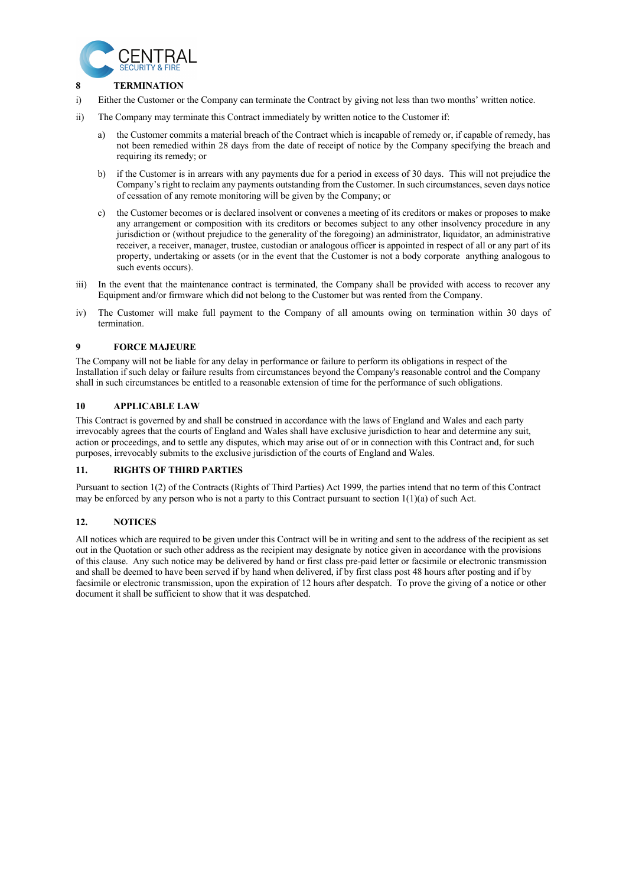## 8 TERMINATION

i) Either the Customer or the Company can terminate the Contract by giving not less than two months' written notice.

ii) The Company may terminate this Contract immediately by written notice to the Customer if:

a) the Customer commits a material breach of the Contract which is incapable of remedy or, if capable of remedy, has not been remedied within 28 days from the date of receipt of notice by the Company specifying the breach and requiring its remedy; or

b) if the Customer is in arrears with any payments due for a period in excess of 30 days. This will not prejudice the Company's right to reclaim any payments outstanding from the Customer. In such circumstances, seven days notice of cessation of any remote monitoring will be given by the Company; or

c) the Customer becomes or is declared insolvent or convenes a meeting of its creditors or makes or proposes to make any arrangement or composition with its creditors or becomes subject to any other insolvency procedure in any jurisdiction or (without prejudice to the generality of the foregoing) an administrator, liquidator, an administrative receiver, a receiver, manager, trustee, custodian or analogous officer is appointed in respect of all or any part of its property, undertaking or assets (or in the event that the Customer is not a body corporate anything analogous to such events occurs).

iii) In the event that the maintenance contract is terminated, the Company shall be provided with access to recover any Equipment and/or firmware which did not belong to the Customer but was rented from the Company.

iv) The Customer will make full payment to the Company of all amounts owing on termination within 30 days of termination.

## 9 FORCE MAJEURE

The Company will not be liable for any delay in performance or failure to perform its obligations in respect of the Installation if such delay or failure results from circumstances beyond the Company's reasonable control and the Company shall in such circumstances be entitled to a reasonable extension of time for the performance of such obligations.

## 10 APPLICABLE LAW

This Contract is governed by and shall be construed in accordance with the laws of England and Wales and each party irrevocably agrees that the courts of England and Wales shall have exclusive jurisdiction to hear and determine any suit, action or proceedings, and to settle any disputes, which may arise out of or in connection with this Contract and, for such purposes, irrevocably submits to the exclusive jurisdiction of the courts of England and Wales.

## 11. RIGHTS OF THIRD PARTIES

Pursuant to section 1(2) of the Contracts (Rights of Third Parties) Act 1999, the parties intend that no term of this Contract may be enforced by any person who is not a party to this Contract pursuant to section 1(1)(a) of such Act.

## 12. NOTICES

All notices which are required to be given under this Contract will be in writing and sent to the address of the recipient as set out in the Quotation or such other address as the recipient may designate by notice given in accordance with the provisions of this clause. Any such notice may be delivered by hand or first class pre-paid letter or facsimile or electronic transmission and shall be deemed to have been served if by hand when delivered, if by first class post 48 hours after posting and if by facsimile or electronic transmission, upon the expiration of 12 hours after despatch. To prove the giving of a notice or other document it shall be sufficient to show that it was despatched.